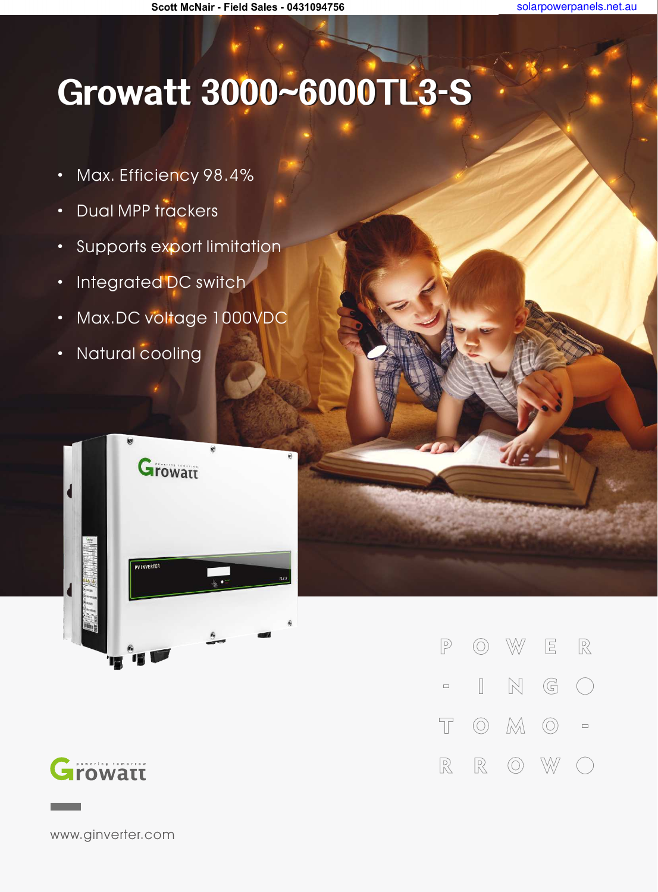# Growatt 3000~6000TL3-S

- Max. Efficiency 98.4%
- Dual MPP trackers
- Supports export limitation
- Integrated DC switch
- Max.DC voltage 1000VDC
- Natural cooling

POWER-ING TOMO-RROW

Growatt powering tomorrow

www.ginverter.com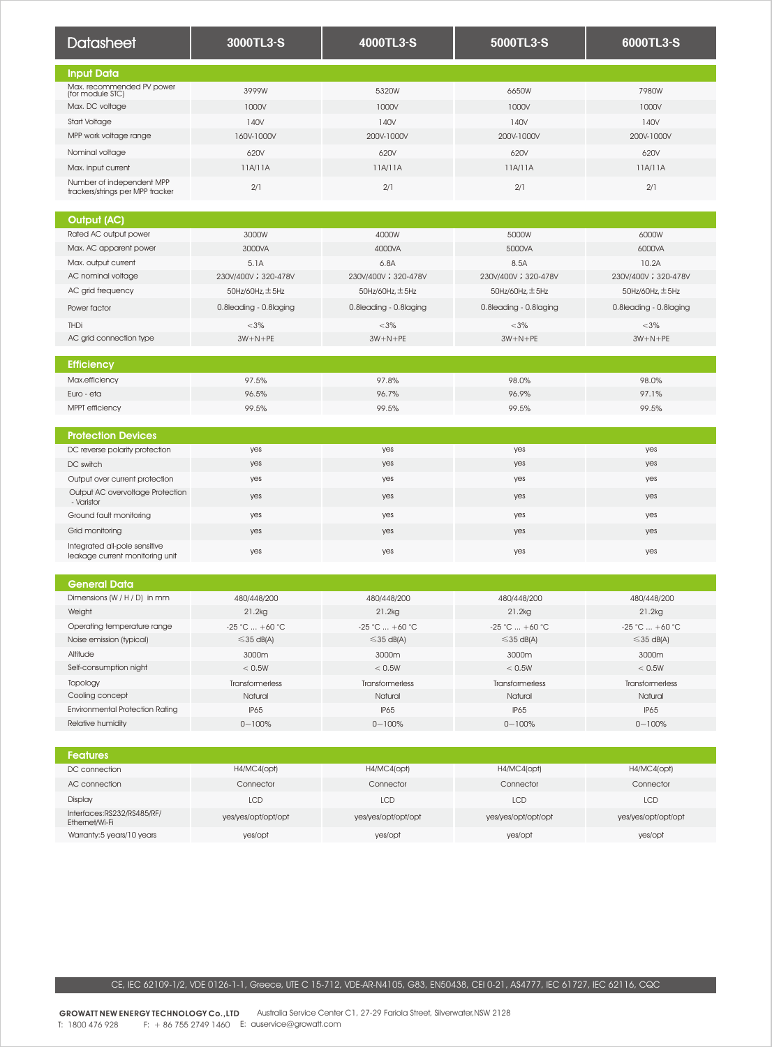| Datasheet | 3000TL3-S | 4000TL3-S | 5000TL3-S | 6000TL3-S |
|---|---|---|---|---|
| **Input Data** | | | | |
| Max. recommended PV power (for module STC) | 3999W | 5320W | 6650W | 7980W |
| Max. DC voltage | 1000V | 1000V | 1000V | 1000V |
| Start Voltage | 140V | 140V | 140V | 140V |
| MPP work voltage range | 160V-1000V | 200V-1000V | 200V-1000V | 200V-1000V |
| Nominal voltage | 620V | 620V | 620V | 620V |
| Max. input current | 11A/11A | 11A/11A | 11A/11A | 11A/11A |
| Number of independent MPP trackers/strings per MPP tracker | 2/1 | 2/1 | 2/1 | 2/1 |
| **Output (AC)** | | | | |
| Rated AC output power | 3000W | 4000W | 5000W | 6000W |
| Max. AC apparent power | 3000VA | 4000VA | 5000VA | 6000VA |
| Max. output current | 5.1A | 6.8A | 8.5A | 10.2A |
| AC nominal voltage | 230V/400V；320-478V | 230V/400V；320-478V | 230V/400V；320-478V | 230V/400V；320-478V |
| AC grid frequency | 50Hz/60Hz, ±5Hz | 50Hz/60Hz, ±5Hz | 50Hz/60Hz, ±5Hz | 50Hz/60Hz, ±5Hz |
| Power factor | 0.8leading - 0.8laging | 0.8leading - 0.8laging | 0.8leading - 0.8laging | 0.8leading - 0.8laging |
| THDi | <3% | <3% | <3% | <3% |
| AC grid connection type | 3W+N+PE | 3W+N+PE | 3W+N+PE | 3W+N+PE |
| **Efficiency** | | | | |
| Max.efficiency | 97.5% | 97.8% | 98.0% | 98.0% |
| Euro - eta | 96.5% | 96.7% | 96.9% | 97.1% |
| MPPT efficiency | 99.5% | 99.5% | 99.5% | 99.5% |
| **Protection Devices** | | | | |
| DC reverse polarity protection | yes | yes | yes | yes |
| DC switch | yes | yes | yes | yes |
| Output over current protection | yes | yes | yes | yes |
| Output AC overvoltage Protection - Varistor | yes | yes | yes | yes |
| Ground fault monitoring | yes | yes | yes | yes |
| Grid monitoring | yes | yes | yes | yes |
| Integrated all-pole sensitive leakage current monitoring unit | yes | yes | yes | yes |
| **General Data** | | | | |
| Dimensions (W / H / D) in mm | 480/448/200 | 480/448/200 | 480/448/200 | 480/448/200 |
| Weight | 21.2kg | 21.2kg | 21.2kg | 21.2kg |
| Operating temperature range | -25 °C ... +60 °C | -25 °C ... +60 °C | -25 °C ... +60 °C | -25 °C ... +60 °C |
| Noise emission (typical) | ≤35 dB(A) | ≤35 dB(A) | ≤35 dB(A) | ≤35 dB(A) |
| Altitude | 3000m | 3000m | 3000m | 3000m |
| Self-consumption night | < 0.5W | < 0.5W | < 0.5W | < 0.5W |
| Topology | Transformerless | Transformerless | Transformerless | Transformerless |
| Cooling concept | Natural | Natural | Natural | Natural |
| Environmental Protection Rating | IP65 | IP65 | IP65 | IP65 |
| Relative humidity | 0~100% | 0~100% | 0~100% | 0~100% |
| **Features** | | | | |
| DC connection | H4/MC4(opt) | H4/MC4(opt) | H4/MC4(opt) | H4/MC4(opt) |
| AC connection | Connector | Connector | Connector | Connector |
| Display | LCD | LCD | LCD | LCD |
| Interfaces:RS232/RS485/RF/ Ethernet/Wi-Fi | yes/yes/opt/opt/opt | yes/yes/opt/opt/opt | yes/yes/opt/opt/opt | yes/yes/opt/opt/opt |
| Warranty:5 years/10 years | yes/opt | yes/opt | yes/opt | yes/opt |

CE, IEC 62109-1/2, VDE 0126-1-1, Greece, UTE C 15-712, VDE-AR-N4105, G83, EN50438, CEI 0-21, AS4777, IEC 61727, IEC 62116, CQC

**GROWATT NEW ENERGY TECHNOLOGY Co.,LTD** Australia Service Center C1, 27-29 Fariola Street, Silverwater,NSW 2128

T: 1800 476 928 F: + 86 755 2749 1460 E: auservice@growatt.com